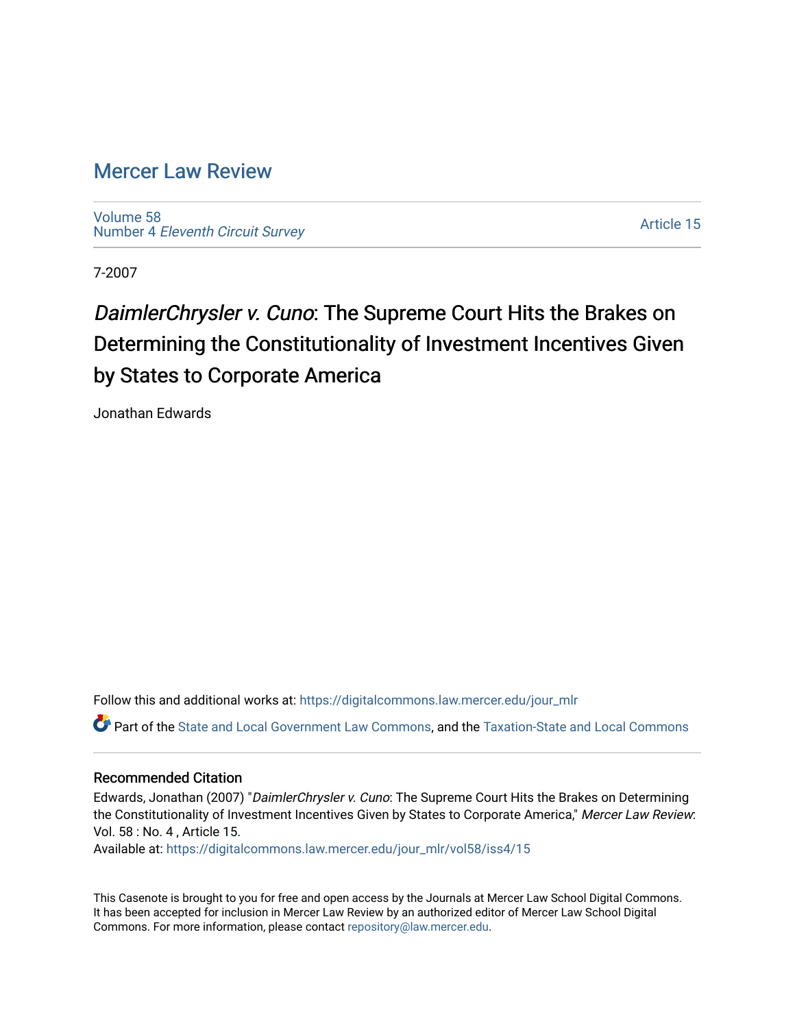# Mercer Law Review

Volume 58
Number 4 *Eleventh Circuit Survey*

Article 15

7-2007

## *DaimlerChrysler v. Cuno*: The Supreme Court Hits the Brakes on Determining the Constitutionality of Investment Incentives Given by States to Corporate America

Jonathan Edwards

Follow this and additional works at: https://digitalcommons.law.mercer.edu/jour_mlr

Part of the State and Local Government Law Commons, and the Taxation-State and Local Commons

### Recommended Citation

Edwards, Jonathan (2007) "*DaimlerChrysler v. Cuno*: The Supreme Court Hits the Brakes on Determining the Constitutionality of Investment Incentives Given by States to Corporate America," *Mercer Law Review*: Vol. 58 : No. 4 , Article 15.
Available at: https://digitalcommons.law.mercer.edu/jour_mlr/vol58/iss4/15

This Casenote is brought to you for free and open access by the Journals at Mercer Law School Digital Commons. It has been accepted for inclusion in Mercer Law Review by an authorized editor of Mercer Law School Digital Commons. For more information, please contact repository@law.mercer.edu.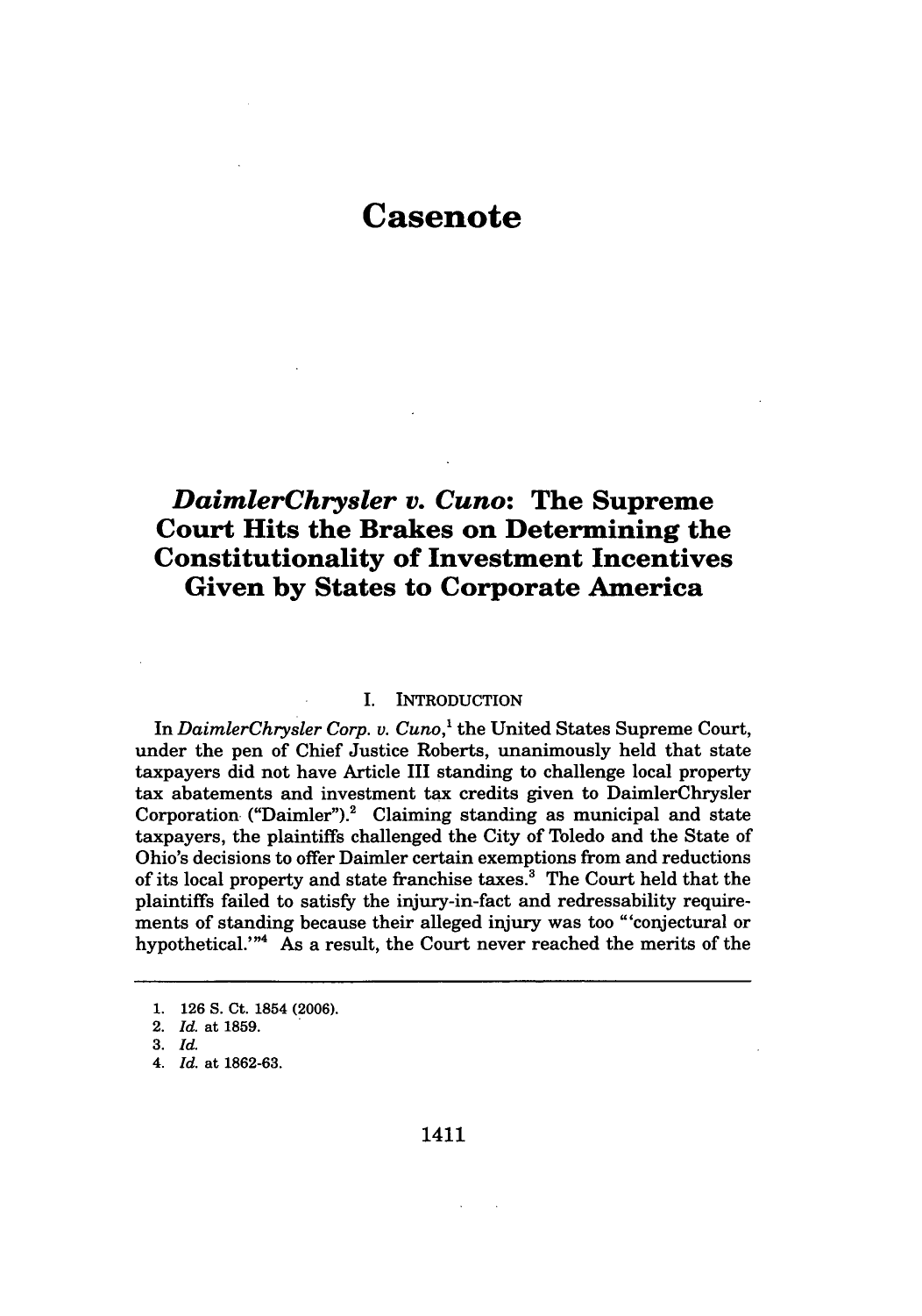# Casenote

## *DaimlerChrysler v. Cuno*: The Supreme Court Hits the Brakes on Determining the Constitutionality of Investment Incentives Given by States to Corporate America

### I. INTRODUCTION

In *DaimlerChrysler Corp. v. Cuno*,[1] the United States Supreme Court, under the pen of Chief Justice Roberts, unanimously held that state taxpayers did not have Article III standing to challenge local property tax abatements and investment tax credits given to DaimlerChrysler Corporation ("Daimler").[2] Claiming standing as municipal and state taxpayers, the plaintiffs challenged the City of Toledo and the State of Ohio's decisions to offer Daimler certain exemptions from and reductions of its local property and state franchise taxes.[3] The Court held that the plaintiffs failed to satisfy the injury-in-fact and redressability requirements of standing because their alleged injury was too "'conjectural or hypothetical.'"[4] As a result, the Court never reached the merits of the

---

1. 126 S. Ct. 1854 (2006).
2. *Id.* at 1859.
3. *Id.*
4. *Id.* at 1862-63.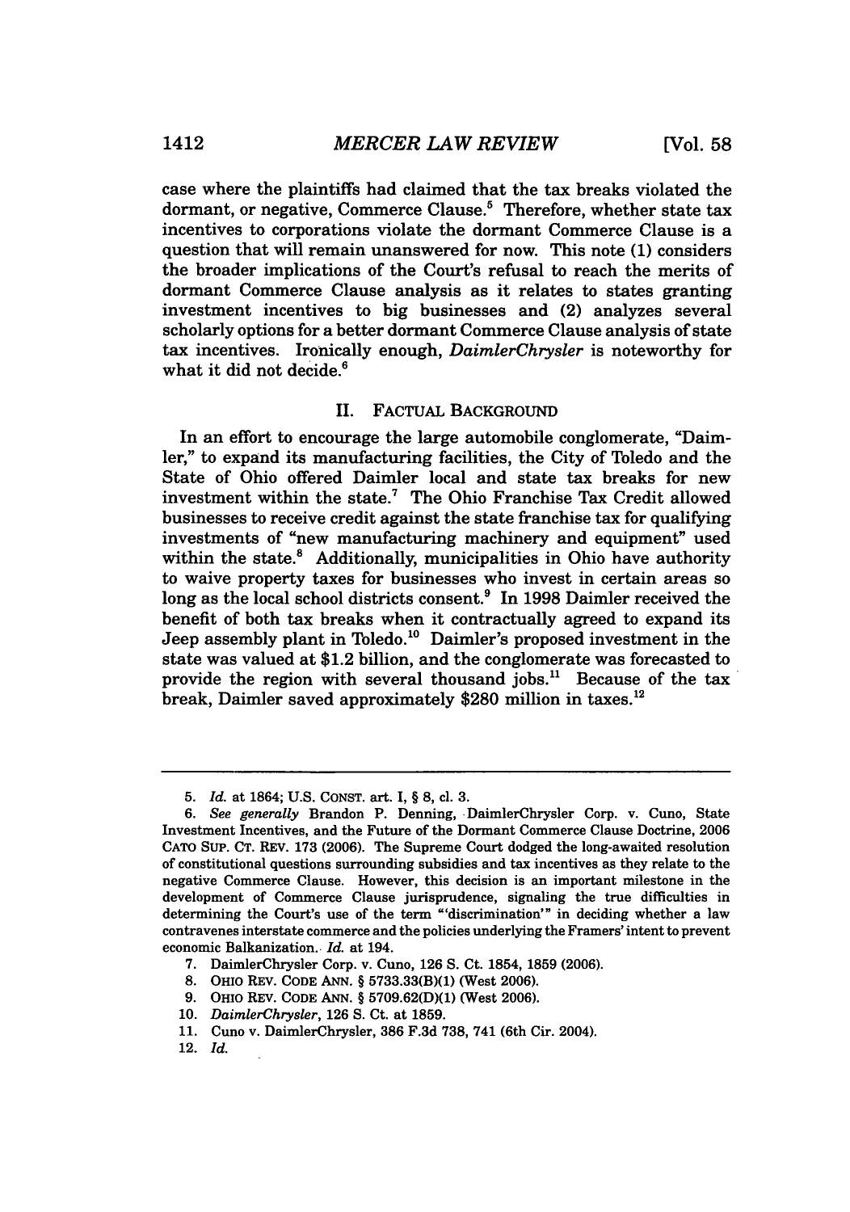case where the plaintiffs had claimed that the tax breaks violated the dormant, or negative, Commerce Clause.[5] Therefore, whether state tax incentives to corporations violate the dormant Commerce Clause is a question that will remain unanswered for now. This note (1) considers the broader implications of the Court's refusal to reach the merits of dormant Commerce Clause analysis as it relates to states granting investment incentives to big businesses and (2) analyzes several scholarly options for a better dormant Commerce Clause analysis of state tax incentives. Ironically enough, *DaimlerChrysler* is noteworthy for what it did not decide.[6]

## II. FACTUAL BACKGROUND

In an effort to encourage the large automobile conglomerate, "Daimler," to expand its manufacturing facilities, the City of Toledo and the State of Ohio offered Daimler local and state tax breaks for new investment within the state.[7] The Ohio Franchise Tax Credit allowed businesses to receive credit against the state franchise tax for qualifying investments of "new manufacturing machinery and equipment" used within the state.[8] Additionally, municipalities in Ohio have authority to waive property taxes for businesses who invest in certain areas so long as the local school districts consent.[9] In 1998 Daimler received the benefit of both tax breaks when it contractually agreed to expand its Jeep assembly plant in Toledo.[10] Daimler's proposed investment in the state was valued at $1.2 billion, and the conglomerate was forecasted to provide the region with several thousand jobs.[11] Because of the tax break, Daimler saved approximately $280 million in taxes.[12]

---

5. *Id.* at 1864; U.S. CONST. art. I, § 8, cl. 3.

6. *See generally* Brandon P. Denning, DaimlerChrysler Corp. v. Cuno, State Investment Incentives, and the Future of the Dormant Commerce Clause Doctrine, 2006 CATO SUP. CT. REV. 173 (2006). The Supreme Court dodged the long-awaited resolution of constitutional questions surrounding subsidies and tax incentives as they relate to the negative Commerce Clause. However, this decision is an important milestone in the development of Commerce Clause jurisprudence, signaling the true difficulties in determining the Court's use of the term "'discrimination'" in deciding whether a law contravenes interstate commerce and the policies underlying the Framers' intent to prevent economic Balkanization. *Id.* at 194.

7. DaimlerChrysler Corp. v. Cuno, 126 S. Ct. 1854, 1859 (2006).

8. OHIO REV. CODE ANN. § 5733.33(B)(1) (West 2006).

9. OHIO REV. CODE ANN. § 5709.62(D)(1) (West 2006).

10. *DaimlerChrysler*, 126 S. Ct. at 1859.

11. Cuno v. DaimlerChrysler, 386 F.3d 738, 741 (6th Cir. 2004).

12. *Id.*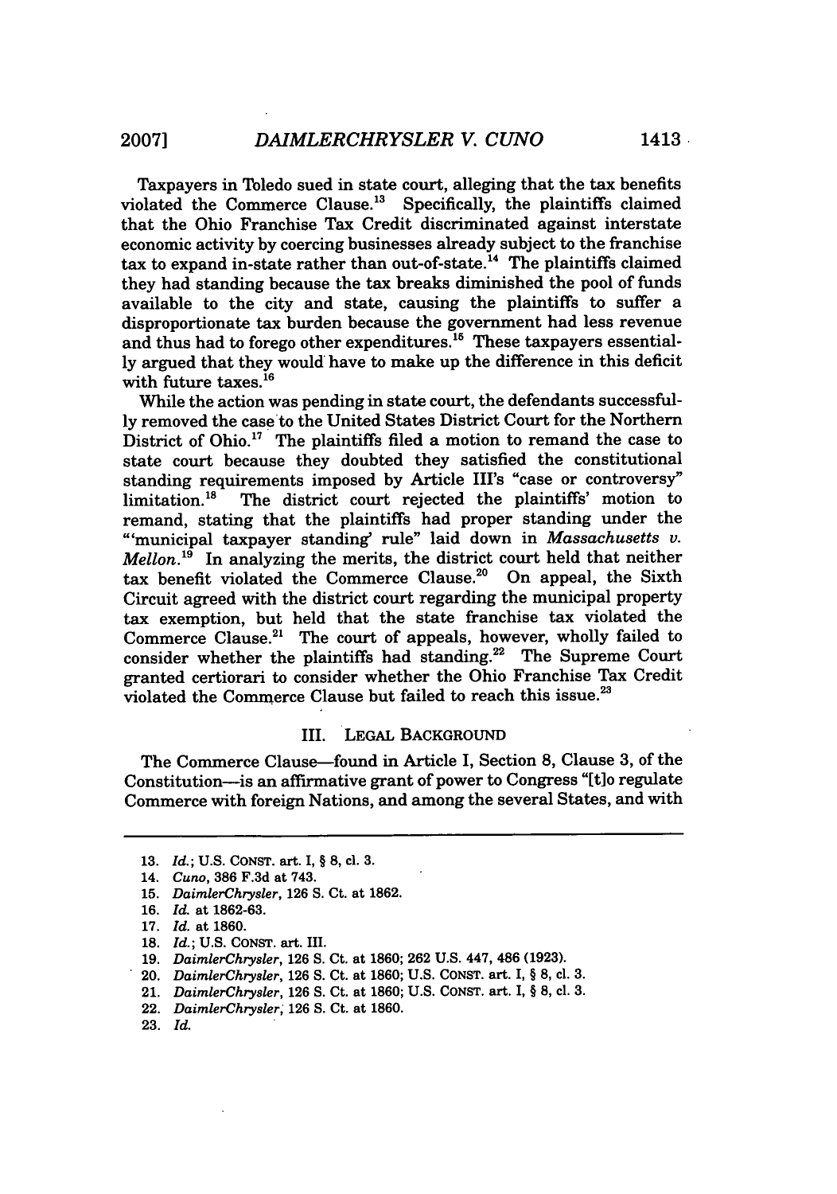Taxpayers in Toledo sued in state court, alleging that the tax benefits violated the Commerce Clause.[13] Specifically, the plaintiffs claimed that the Ohio Franchise Tax Credit discriminated against interstate economic activity by coercing businesses already subject to the franchise tax to expand in-state rather than out-of-state.[14] The plaintiffs claimed they had standing because the tax breaks diminished the pool of funds available to the city and state, causing the plaintiffs to suffer a disproportionate tax burden because the government had less revenue and thus had to forego other expenditures.[15] These taxpayers essentially argued that they would have to make up the difference in this deficit with future taxes.[16]

While the action was pending in state court, the defendants successfully removed the case to the United States District Court for the Northern District of Ohio.[17] The plaintiffs filed a motion to remand the case to state court because they doubted they satisfied the constitutional standing requirements imposed by Article III's "case or controversy" limitation.[18] The district court rejected the plaintiffs' motion to remand, stating that the plaintiffs had proper standing under the "'municipal taxpayer standing' rule" laid down in *Massachusetts v. Mellon*.[19] In analyzing the merits, the district court held that neither tax benefit violated the Commerce Clause.[20] On appeal, the Sixth Circuit agreed with the district court regarding the municipal property tax exemption, but held that the state franchise tax violated the Commerce Clause.[21] The court of appeals, however, wholly failed to consider whether the plaintiffs had standing.[22] The Supreme Court granted certiorari to consider whether the Ohio Franchise Tax Credit violated the Commerce Clause but failed to reach this issue.[23]

## III. LEGAL BACKGROUND

The Commerce Clause—found in Article I, Section 8, Clause 3, of the Constitution—is an affirmative grant of power to Congress "[t]o regulate Commerce with foreign Nations, and among the several States, and with

---

13. *Id.*; U.S. CONST. art. I, § 8, cl. 3.
14. *Cuno*, 386 F.3d at 743.
15. *DaimlerChrysler*, 126 S. Ct. at 1862.
16. *Id.* at 1862-63.
17. *Id.* at 1860.
18. *Id.*; U.S. CONST. art. III.
19. *DaimlerChrysler*, 126 S. Ct. at 1860; 262 U.S. 447, 486 (1923).
20. *DaimlerChrysler*, 126 S. Ct. at 1860; U.S. CONST. art. I, § 8, cl. 3.
21. *DaimlerChrysler*, 126 S. Ct. at 1860; U.S. CONST. art. I, § 8, cl. 3.
22. *DaimlerChrysler*, 126 S. Ct. at 1860.
23. *Id.*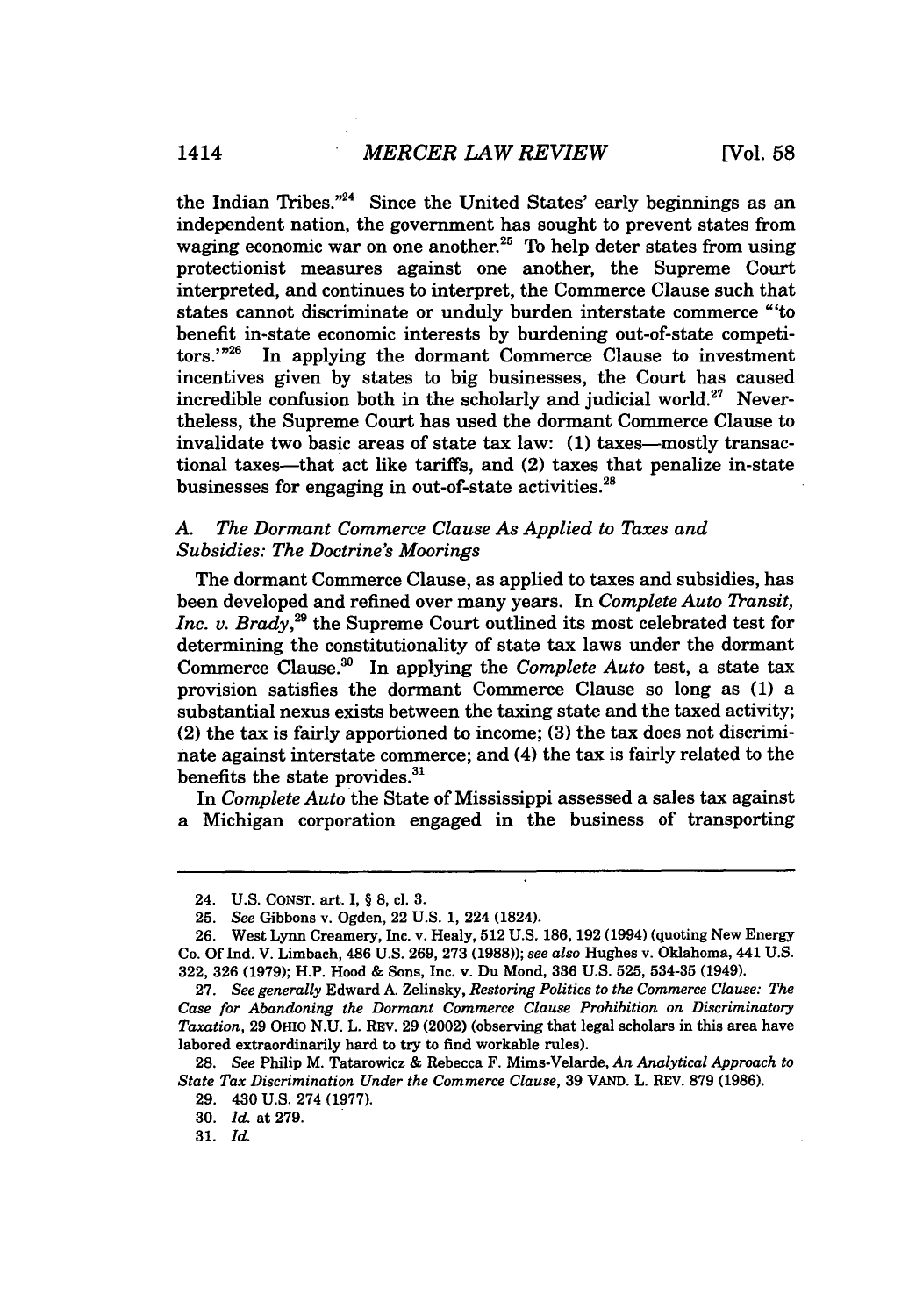the Indian Tribes."[24] Since the United States' early beginnings as an independent nation, the government has sought to prevent states from waging economic war on one another.[25] To help deter states from using protectionist measures against one another, the Supreme Court interpreted, and continues to interpret, the Commerce Clause such that states cannot discriminate or unduly burden interstate commerce "'to benefit in-state economic interests by burdening out-of-state competitors.'"[26] In applying the dormant Commerce Clause to investment incentives given by states to big businesses, the Court has caused incredible confusion both in the scholarly and judicial world.[27] Nevertheless, the Supreme Court has used the dormant Commerce Clause to invalidate two basic areas of state tax law: (1) taxes—mostly transactional taxes—that act like tariffs, and (2) taxes that penalize in-state businesses for engaging in out-of-state activities.[28]

### *A. The Dormant Commerce Clause As Applied to Taxes and Subsidies: The Doctrine's Moorings*

The dormant Commerce Clause, as applied to taxes and subsidies, has been developed and refined over many years. In *Complete Auto Transit, Inc. v. Brady*,[29] the Supreme Court outlined its most celebrated test for determining the constitutionality of state tax laws under the dormant Commerce Clause.[30] In applying the *Complete Auto* test, a state tax provision satisfies the dormant Commerce Clause so long as (1) a substantial nexus exists between the taxing state and the taxed activity; (2) the tax is fairly apportioned to income; (3) the tax does not discriminate against interstate commerce; and (4) the tax is fairly related to the benefits the state provides.[31]

In *Complete Auto* the State of Mississippi assessed a sales tax against a Michigan corporation engaged in the business of transporting

---

24. U.S. CONST. art. I, § 8, cl. 3.

25. *See* Gibbons v. Ogden, 22 U.S. 1, 224 (1824).

26. West Lynn Creamery, Inc. v. Healy, 512 U.S. 186, 192 (1994) (quoting New Energy Co. Of Ind. V. Limbach, 486 U.S. 269, 273 (1988)); *see also* Hughes v. Oklahoma, 441 U.S. 322, 326 (1979); H.P. Hood & Sons, Inc. v. Du Mond, 336 U.S. 525, 534-35 (1949).

27. *See generally* Edward A. Zelinsky, *Restoring Politics to the Commerce Clause: The Case for Abandoning the Dormant Commerce Clause Prohibition on Discriminatory Taxation*, 29 OHIO N.U. L. REV. 29 (2002) (observing that legal scholars in this area have labored extraordinarily hard to try to find workable rules).

28. *See* Philip M. Tatarowicz & Rebecca F. Mims-Velarde, *An Analytical Approach to State Tax Discrimination Under the Commerce Clause*, 39 VAND. L. REV. 879 (1986).

29. 430 U.S. 274 (1977).

30. *Id.* at 279.

31. *Id.*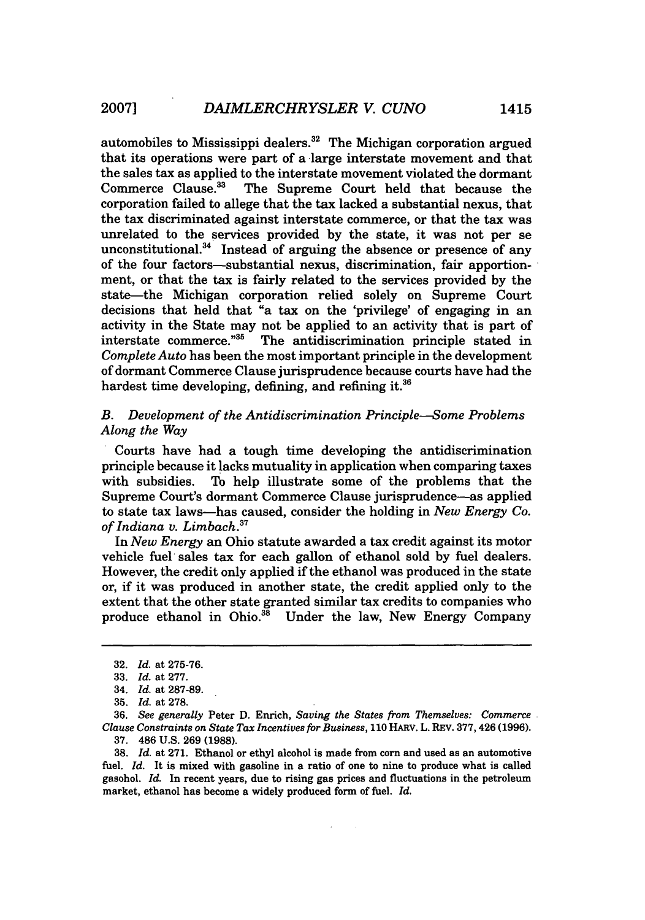automobiles to Mississippi dealers.[32] The Michigan corporation argued that its operations were part of a large interstate movement and that the sales tax as applied to the interstate movement violated the dormant Commerce Clause.[33] The Supreme Court held that because the corporation failed to allege that the tax lacked a substantial nexus, that the tax discriminated against interstate commerce, or that the tax was unrelated to the services provided by the state, it was not per se unconstitutional.[34] Instead of arguing the absence or presence of any of the four factors—substantial nexus, discrimination, fair apportionment, or that the tax is fairly related to the services provided by the state—the Michigan corporation relied solely on Supreme Court decisions that held that "a tax on the 'privilege' of engaging in an activity in the State may not be applied to an activity that is part of interstate commerce."[35] The antidiscrimination principle stated in *Complete Auto* has been the most important principle in the development of dormant Commerce Clause jurisprudence because courts have had the hardest time developing, defining, and refining it.[36]

### *B. Development of the Antidiscrimination Principle—Some Problems Along the Way*

Courts have had a tough time developing the antidiscrimination principle because it lacks mutuality in application when comparing taxes with subsidies. To help illustrate some of the problems that the Supreme Court's dormant Commerce Clause jurisprudence—as applied to state tax laws—has caused, consider the holding in *New Energy Co. of Indiana v. Limbach*.[37]

In *New Energy* an Ohio statute awarded a tax credit against its motor vehicle fuel sales tax for each gallon of ethanol sold by fuel dealers. However, the credit only applied if the ethanol was produced in the state or, if it was produced in another state, the credit applied only to the extent that the other state granted similar tax credits to companies who produce ethanol in Ohio.[38] Under the law, New Energy Company

---

32. *Id.* at 275-76.

33. *Id.* at 277.

34. *Id.* at 287-89.

35. *Id.* at 278.

36. *See generally* Peter D. Enrich, *Saving the States from Themselves: Commerce Clause Constraints on State Tax Incentives for Business*, 110 HARV. L. REV. 377, 426 (1996).

37. 486 U.S. 269 (1988).

38. *Id.* at 271. Ethanol or ethyl alcohol is made from corn and used as an automotive fuel. *Id.* It is mixed with gasoline in a ratio of one to nine to produce what is called gasohol. *Id.* In recent years, due to rising gas prices and fluctuations in the petroleum market, ethanol has become a widely produced form of fuel. *Id.*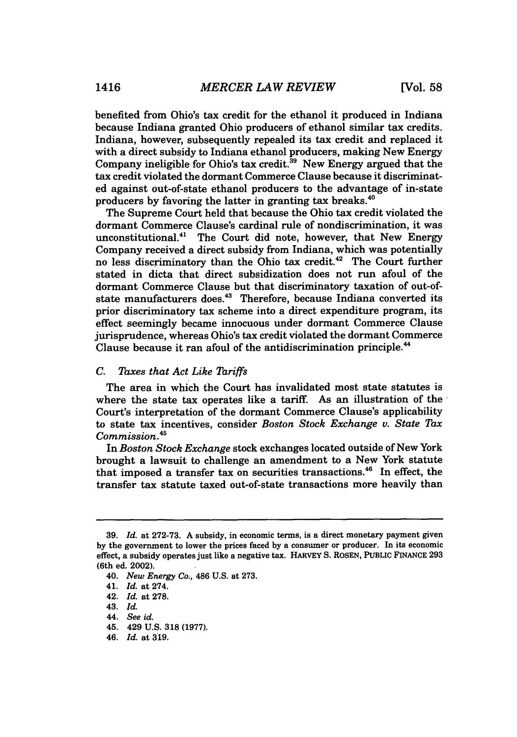benefited from Ohio's tax credit for the ethanol it produced in Indiana because Indiana granted Ohio producers of ethanol similar tax credits. Indiana, however, subsequently repealed its tax credit and replaced it with a direct subsidy to Indiana ethanol producers, making New Energy Company ineligible for Ohio's tax credit.[39] New Energy argued that the tax credit violated the dormant Commerce Clause because it discriminated against out-of-state ethanol producers to the advantage of in-state producers by favoring the latter in granting tax breaks.[40]

The Supreme Court held that because the Ohio tax credit violated the dormant Commerce Clause's cardinal rule of nondiscrimination, it was unconstitutional.[41] The Court did note, however, that New Energy Company received a direct subsidy from Indiana, which was potentially no less discriminatory than the Ohio tax credit.[42] The Court further stated in dicta that direct subsidization does not run afoul of the dormant Commerce Clause but that discriminatory taxation of out-of-state manufacturers does.[43] Therefore, because Indiana converted its prior discriminatory tax scheme into a direct expenditure program, its effect seemingly became innocuous under dormant Commerce Clause jurisprudence, whereas Ohio's tax credit violated the dormant Commerce Clause because it ran afoul of the antidiscrimination principle.[44]

### C. *Taxes that Act Like Tariffs*

The area in which the Court has invalidated most state statutes is where the state tax operates like a tariff. As an illustration of the Court's interpretation of the dormant Commerce Clause's applicability to state tax incentives, consider *Boston Stock Exchange v. State Tax Commission*.[45]

In *Boston Stock Exchange* stock exchanges located outside of New York brought a lawsuit to challenge an amendment to a New York statute that imposed a transfer tax on securities transactions.[46] In effect, the transfer tax statute taxed out-of-state transactions more heavily than

---

39. *Id.* at 272-73. A subsidy, in economic terms, is a direct monetary payment given by the government to lower the prices faced by a consumer or producer. In its economic effect, a subsidy operates just like a negative tax. HARVEY S. ROSEN, PUBLIC FINANCE 293 (6th ed. 2002).

40. *New Energy Co.*, 486 U.S. at 273.

41. *Id.* at 274.

42. *Id.* at 278.

43. *Id.*

44. *See id.*

45. 429 U.S. 318 (1977).

46. *Id.* at 319.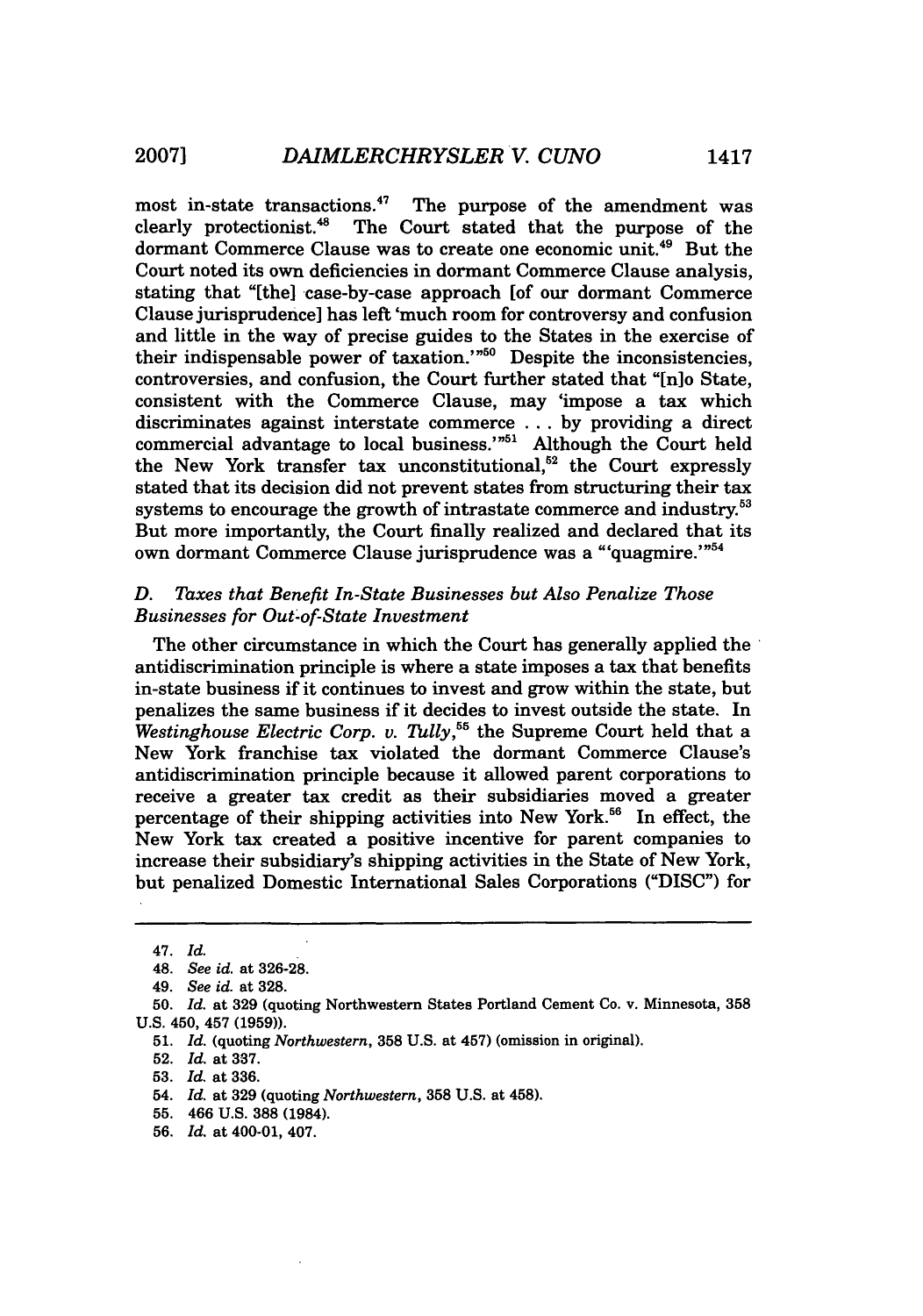most in-state transactions.[47] The purpose of the amendment was clearly protectionist.[48] The Court stated that the purpose of the dormant Commerce Clause was to create one economic unit.[49] But the Court noted its own deficiencies in dormant Commerce Clause analysis, stating that "[the] case-by-case approach [of our dormant Commerce Clause jurisprudence] has left 'much room for controversy and confusion and little in the way of precise guides to the States in the exercise of their indispensable power of taxation.'"[50] Despite the inconsistencies, controversies, and confusion, the Court further stated that "[n]o State, consistent with the Commerce Clause, may 'impose a tax which discriminates against interstate commerce . . . by providing a direct commercial advantage to local business.'"[51] Although the Court held the New York transfer tax unconstitutional,[52] the Court expressly stated that its decision did not prevent states from structuring their tax systems to encourage the growth of intrastate commerce and industry.[53] But more importantly, the Court finally realized and declared that its own dormant Commerce Clause jurisprudence was a "'quagmire.'"[54]

### *D. Taxes that Benefit In-State Businesses but Also Penalize Those Businesses for Out-of-State Investment*

The other circumstance in which the Court has generally applied the antidiscrimination principle is where a state imposes a tax that benefits in-state business if it continues to invest and grow within the state, but penalizes the same business if it decides to invest outside the state. In *Westinghouse Electric Corp. v. Tully*,[55] the Supreme Court held that a New York franchise tax violated the dormant Commerce Clause's antidiscrimination principle because it allowed parent corporations to receive a greater tax credit as their subsidiaries moved a greater percentage of their shipping activities into New York.[56] In effect, the New York tax created a positive incentive for parent companies to increase their subsidiary's shipping activities in the State of New York, but penalized Domestic International Sales Corporations ("DISC") for

---

47. *Id.*

48. *See id.* at 326-28.

49. *See id.* at 328.

50. *Id.* at 329 (quoting Northwestern States Portland Cement Co. v. Minnesota, 358 U.S. 450, 457 (1959)).

51. *Id.* (quoting *Northwestern*, 358 U.S. at 457) (omission in original).

52. *Id.* at 337.

53. *Id.* at 336.

54. *Id.* at 329 (quoting *Northwestern*, 358 U.S. at 458).

55. 466 U.S. 388 (1984).

56. *Id.* at 400-01, 407.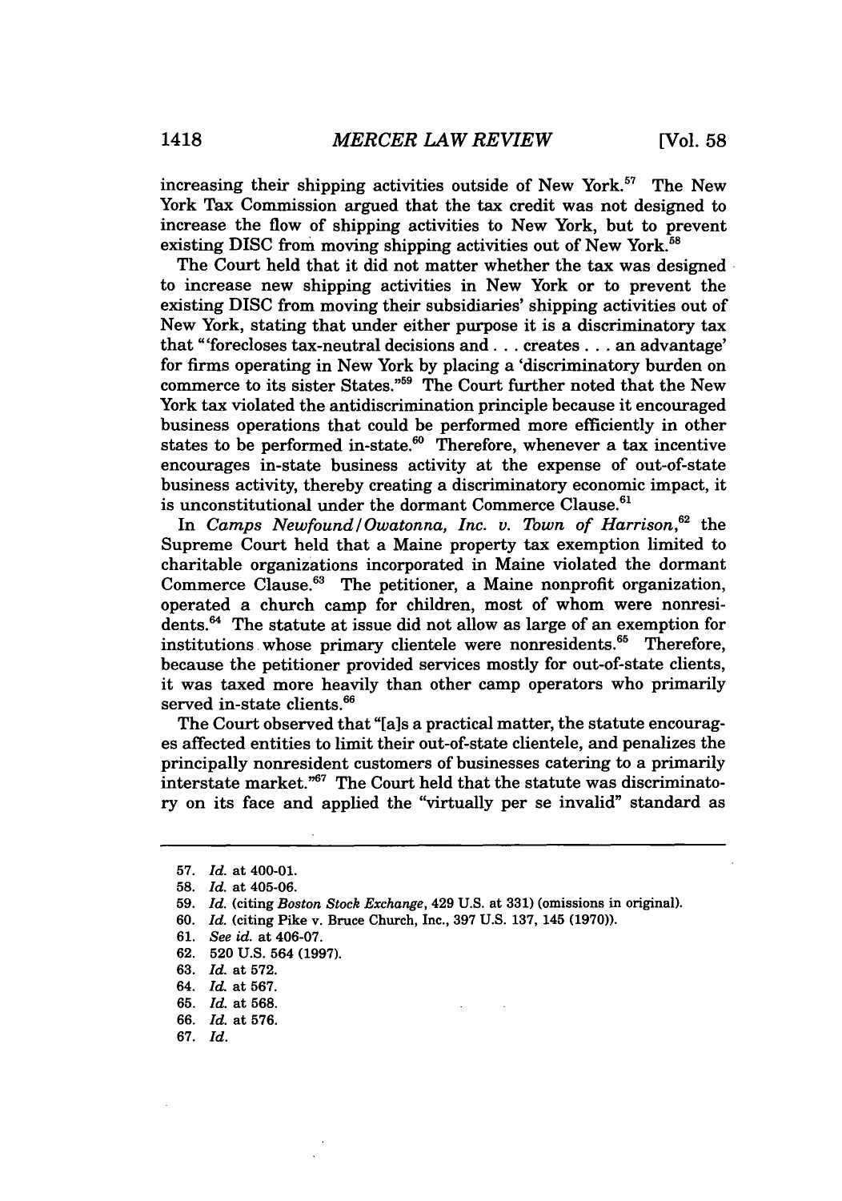increasing their shipping activities outside of New York.[57] The New York Tax Commission argued that the tax credit was not designed to increase the flow of shipping activities to New York, but to prevent existing DISC from moving shipping activities out of New York.[58]

The Court held that it did not matter whether the tax was designed to increase new shipping activities in New York or to prevent the existing DISC from moving their subsidiaries' shipping activities out of New York, stating that under either purpose it is a discriminatory tax that "'forecloses tax-neutral decisions and . . . creates . . . an advantage' for firms operating in New York by placing a 'discriminatory burden on commerce to its sister States."[59] The Court further noted that the New York tax violated the antidiscrimination principle because it encouraged business operations that could be performed more efficiently in other states to be performed in-state.[60] Therefore, whenever a tax incentive encourages in-state business activity at the expense of out-of-state business activity, thereby creating a discriminatory economic impact, it is unconstitutional under the dormant Commerce Clause.[61]

In *Camps Newfound/Owatonna, Inc. v. Town of Harrison*,[62] the Supreme Court held that a Maine property tax exemption limited to charitable organizations incorporated in Maine violated the dormant Commerce Clause.[63] The petitioner, a Maine nonprofit organization, operated a church camp for children, most of whom were nonresidents.[64] The statute at issue did not allow as large of an exemption for institutions whose primary clientele were nonresidents.[65] Therefore, because the petitioner provided services mostly for out-of-state clients, it was taxed more heavily than other camp operators who primarily served in-state clients.[66]

The Court observed that "[a]s a practical matter, the statute encourages affected entities to limit their out-of-state clientele, and penalizes the principally nonresident customers of businesses catering to a primarily interstate market."[67] The Court held that the statute was discriminatory on its face and applied the "virtually per se invalid" standard as

---

57. *Id.* at 400-01.
58. *Id.* at 405-06.
59. *Id.* (citing *Boston Stock Exchange*, 429 U.S. at 331) (omissions in original).
60. *Id.* (citing Pike v. Bruce Church, Inc., 397 U.S. 137, 145 (1970)).
61. *See id.* at 406-07.
62. 520 U.S. 564 (1997).
63. *Id.* at 572.
64. *Id.* at 567.
65. *Id.* at 568.
66. *Id.* at 576.
67. *Id.*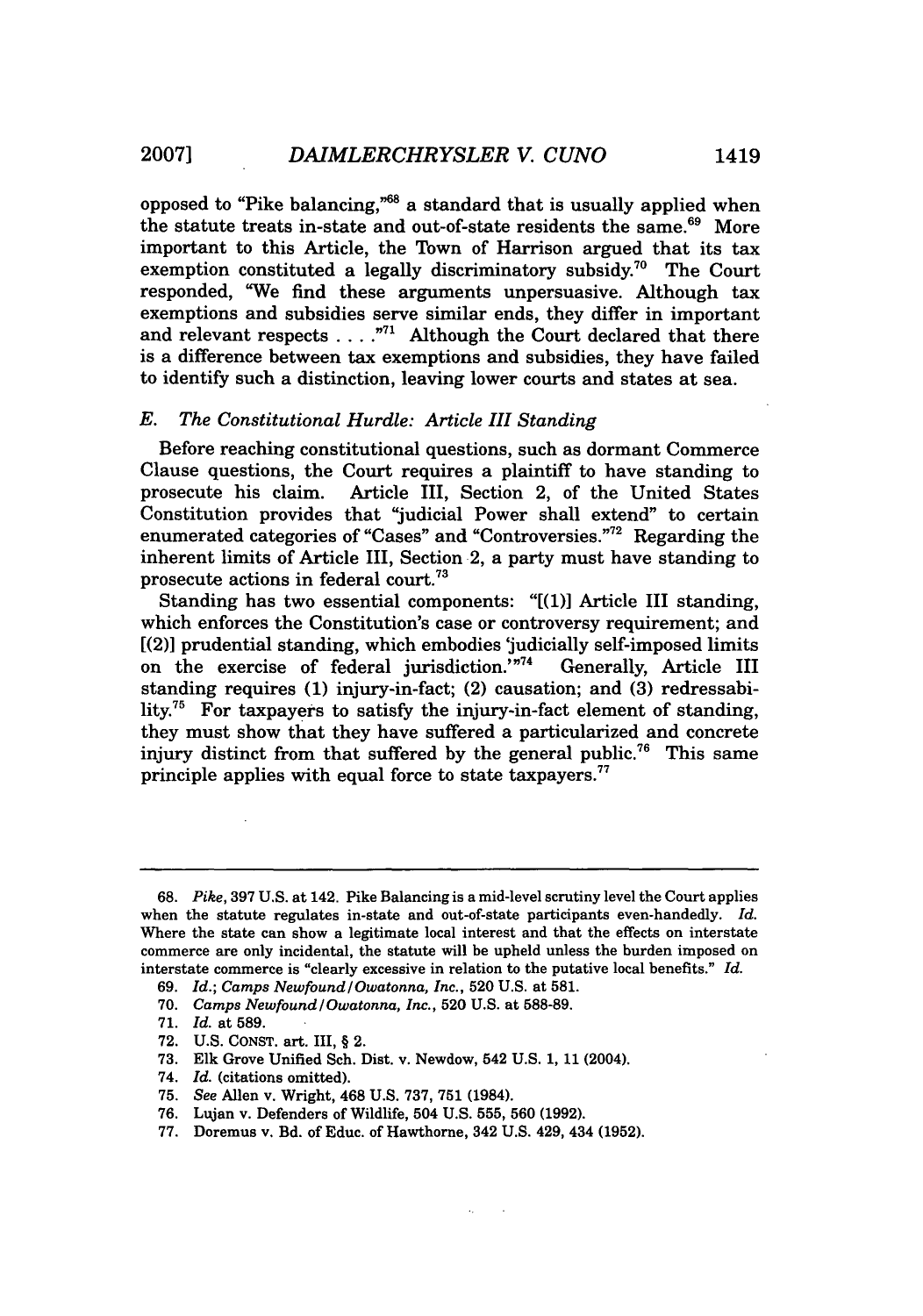opposed to "Pike balancing,"[68] a standard that is usually applied when the statute treats in-state and out-of-state residents the same.[69] More important to this Article, the Town of Harrison argued that its tax exemption constituted a legally discriminatory subsidy.[70] The Court responded, "We find these arguments unpersuasive. Although tax exemptions and subsidies serve similar ends, they differ in important and relevant respects . . . ."[71] Although the Court declared that there is a difference between tax exemptions and subsidies, they have failed to identify such a distinction, leaving lower courts and states at sea.

### *E. The Constitutional Hurdle: Article III Standing*

Before reaching constitutional questions, such as dormant Commerce Clause questions, the Court requires a plaintiff to have standing to prosecute his claim. Article III, Section 2, of the United States Constitution provides that "judicial Power shall extend" to certain enumerated categories of "Cases" and "Controversies."[72] Regarding the inherent limits of Article III, Section 2, a party must have standing to prosecute actions in federal court.[73]

Standing has two essential components: "[(1)] Article III standing, which enforces the Constitution's case or controversy requirement; and [(2)] prudential standing, which embodies 'judicially self-imposed limits on the exercise of federal jurisdiction.'"[74] Generally, Article III standing requires (1) injury-in-fact; (2) causation; and (3) redressability.[75] For taxpayers to satisfy the injury-in-fact element of standing, they must show that they have suffered a particularized and concrete injury distinct from that suffered by the general public.[76] This same principle applies with equal force to state taxpayers.[77]

---

68. *Pike*, 397 U.S. at 142. Pike Balancing is a mid-level scrutiny level the Court applies when the statute regulates in-state and out-of-state participants even-handedly. *Id.* Where the state can show a legitimate local interest and that the effects on interstate commerce are only incidental, the statute will be upheld unless the burden imposed on interstate commerce is "clearly excessive in relation to the putative local benefits." *Id.*

69. *Id.*; *Camps Newfound/Owatonna, Inc.*, 520 U.S. at 581.

70. *Camps Newfound/Owatonna, Inc.*, 520 U.S. at 588-89.

71. *Id.* at 589.

72. U.S. CONST. art. III, § 2.

73. Elk Grove Unified Sch. Dist. v. Newdow, 542 U.S. 1, 11 (2004).

74. *Id.* (citations omitted).

75. *See* Allen v. Wright, 468 U.S. 737, 751 (1984).

76. Lujan v. Defenders of Wildlife, 504 U.S. 555, 560 (1992).

77. Doremus v. Bd. of Educ. of Hawthorne, 342 U.S. 429, 434 (1952).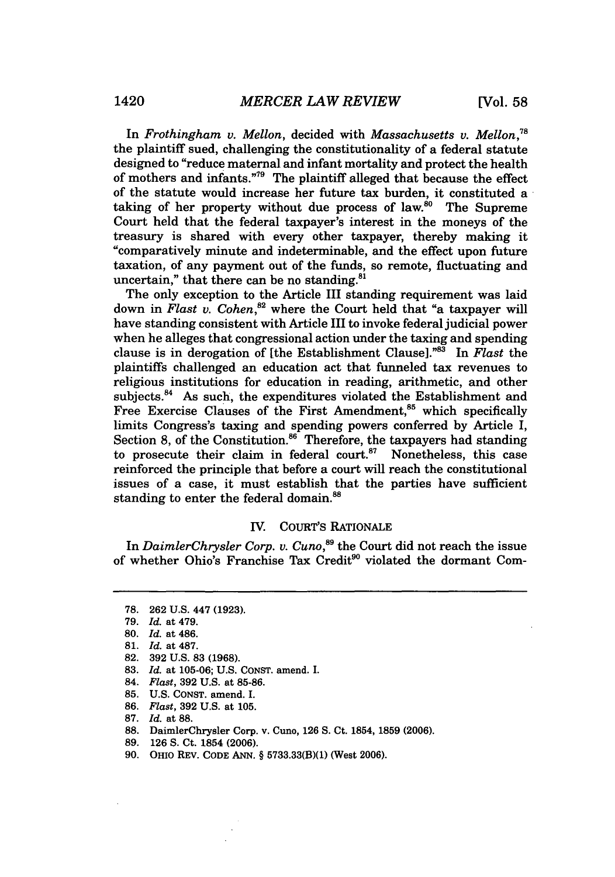In *Frothingham v. Mellon*, decided with *Massachusetts v. Mellon*,[78] the plaintiff sued, challenging the constitutionality of a federal statute designed to "reduce maternal and infant mortality and protect the health of mothers and infants."[79] The plaintiff alleged that because the effect of the statute would increase her future tax burden, it constituted a taking of her property without due process of law.[80] The Supreme Court held that the federal taxpayer's interest in the moneys of the treasury is shared with every other taxpayer, thereby making it "comparatively minute and indeterminable, and the effect upon future taxation, of any payment out of the funds, so remote, fluctuating and uncertain," that there can be no standing.[81]

The only exception to the Article III standing requirement was laid down in *Flast v. Cohen*,[82] where the Court held that "a taxpayer will have standing consistent with Article III to invoke federal judicial power when he alleges that congressional action under the taxing and spending clause is in derogation of [the Establishment Clause]."[83] In *Flast* the plaintiffs challenged an education act that funneled tax revenues to religious institutions for education in reading, arithmetic, and other subjects.[84] As such, the expenditures violated the Establishment and Free Exercise Clauses of the First Amendment,[85] which specifically limits Congress's taxing and spending powers conferred by Article I, Section 8, of the Constitution.[86] Therefore, the taxpayers had standing to prosecute their claim in federal court.[87] Nonetheless, this case reinforced the principle that before a court will reach the constitutional issues of a case, it must establish that the parties have sufficient standing to enter the federal domain.[88]

## IV. COURT'S RATIONALE

In *DaimlerChrysler Corp. v. Cuno*,[89] the Court did not reach the issue of whether Ohio's Franchise Tax Credit[90] violated the dormant Com-

---

78. 262 U.S. 447 (1923).
79. *Id.* at 479.
80. *Id.* at 486.
81. *Id.* at 487.
82. 392 U.S. 83 (1968).
83. *Id.* at 105-06; U.S. CONST. amend. I.
84. *Flast*, 392 U.S. at 85-86.
85. U.S. CONST. amend. I.
86. *Flast*, 392 U.S. at 105.
87. *Id.* at 88.
88. DaimlerChrysler Corp. v. Cuno, 126 S. Ct. 1854, 1859 (2006).
89. 126 S. Ct. 1854 (2006).
90. OHIO REV. CODE ANN. § 5733.33(B)(1) (West 2006).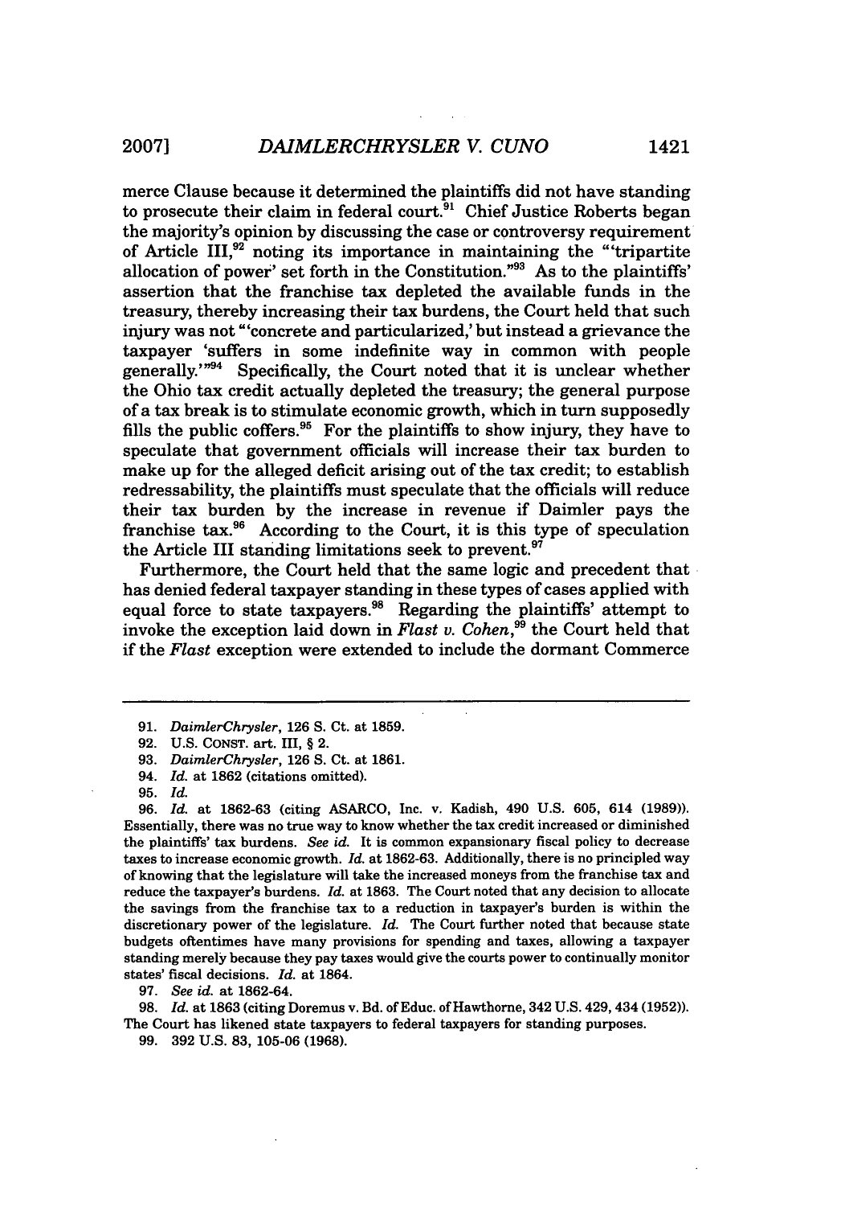merce Clause because it determined the plaintiffs did not have standing to prosecute their claim in federal court.[91] Chief Justice Roberts began the majority's opinion by discussing the case or controversy requirement of Article III,[92] noting its importance in maintaining the "'tripartite allocation of power' set forth in the Constitution."[93] As to the plaintiffs' assertion that the franchise tax depleted the available funds in the treasury, thereby increasing their tax burdens, the Court held that such injury was not "'concrete and particularized,' but instead a grievance the taxpayer 'suffers in some indefinite way in common with people generally.'"[94] Specifically, the Court noted that it is unclear whether the Ohio tax credit actually depleted the treasury; the general purpose of a tax break is to stimulate economic growth, which in turn supposedly fills the public coffers.[95] For the plaintiffs to show injury, they have to speculate that government officials will increase their tax burden to make up for the alleged deficit arising out of the tax credit; to establish redressability, the plaintiffs must speculate that the officials will reduce their tax burden by the increase in revenue if Daimler pays the franchise tax.[96] According to the Court, it is this type of speculation the Article III standing limitations seek to prevent.[97]

Furthermore, the Court held that the same logic and precedent that has denied federal taxpayer standing in these types of cases applied with equal force to state taxpayers.[98] Regarding the plaintiffs' attempt to invoke the exception laid down in *Flast v. Cohen*,[99] the Court held that if the *Flast* exception were extended to include the dormant Commerce

---

91. *DaimlerChrysler*, 126 S. Ct. at 1859.

92. U.S. CONST. art. III, § 2.

93. *DaimlerChrysler*, 126 S. Ct. at 1861.

94. *Id.* at 1862 (citations omitted).

95. *Id.*

96. *Id.* at 1862-63 (citing ASARCO, Inc. v. Kadish, 490 U.S. 605, 614 (1989)). Essentially, there was no true way to know whether the tax credit increased or diminished the plaintiffs' tax burdens. *See id.* It is common expansionary fiscal policy to decrease taxes to increase economic growth. *Id.* at 1862-63. Additionally, there is no principled way of knowing that the legislature will take the increased moneys from the franchise tax and reduce the taxpayer's burdens. *Id.* at 1863. The Court noted that any decision to allocate the savings from the franchise tax to a reduction in taxpayer's burden is within the discretionary power of the legislature. *Id.* The Court further noted that because state budgets oftentimes have many provisions for spending and taxes, allowing a taxpayer standing merely because they pay taxes would give the courts power to continually monitor states' fiscal decisions. *Id.* at 1864.

97. *See id.* at 1862-64.

98. *Id.* at 1863 (citing Doremus v. Bd. of Educ. of Hawthorne, 342 U.S. 429, 434 (1952)). The Court has likened state taxpayers to federal taxpayers for standing purposes.

99. 392 U.S. 83, 105-06 (1968).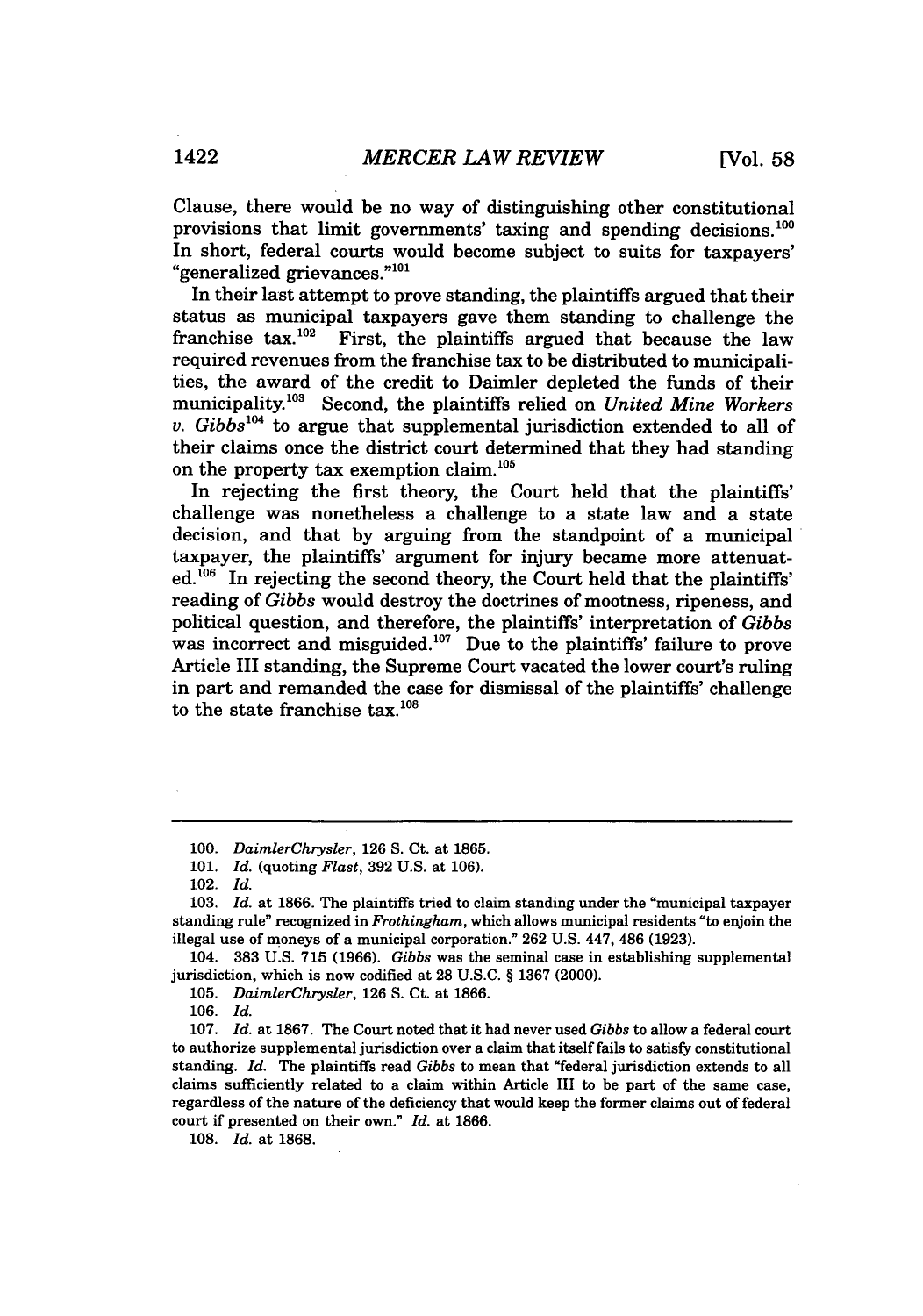Clause, there would be no way of distinguishing other constitutional provisions that limit governments' taxing and spending decisions.[100] In short, federal courts would become subject to suits for taxpayers' "generalized grievances."[101]

In their last attempt to prove standing, the plaintiffs argued that their status as municipal taxpayers gave them standing to challenge the franchise tax.[102] First, the plaintiffs argued that because the law required revenues from the franchise tax to be distributed to municipalities, the award of the credit to Daimler depleted the funds of their municipality.[103] Second, the plaintiffs relied on *United Mine Workers v. Gibbs*[104] to argue that supplemental jurisdiction extended to all of their claims once the district court determined that they had standing on the property tax exemption claim.[105]

In rejecting the first theory, the Court held that the plaintiffs' challenge was nonetheless a challenge to a state law and a state decision, and that by arguing from the standpoint of a municipal taxpayer, the plaintiffs' argument for injury became more attenuated.[106] In rejecting the second theory, the Court held that the plaintiffs' reading of *Gibbs* would destroy the doctrines of mootness, ripeness, and political question, and therefore, the plaintiffs' interpretation of *Gibbs* was incorrect and misguided.[107] Due to the plaintiffs' failure to prove Article III standing, the Supreme Court vacated the lower court's ruling in part and remanded the case for dismissal of the plaintiffs' challenge to the state franchise tax.[108]

---

100. *DaimlerChrysler*, 126 S. Ct. at 1865.

101. *Id.* (quoting *Flast*, 392 U.S. at 106).

102. *Id.*

103. *Id.* at 1866. The plaintiffs tried to claim standing under the "municipal taxpayer standing rule" recognized in *Frothingham*, which allows municipal residents "to enjoin the illegal use of moneys of a municipal corporation." 262 U.S. 447, 486 (1923).

104. 383 U.S. 715 (1966). *Gibbs* was the seminal case in establishing supplemental jurisdiction, which is now codified at 28 U.S.C. § 1367 (2000).

105. *DaimlerChrysler*, 126 S. Ct. at 1866.

106. *Id.*

107. *Id.* at 1867. The Court noted that it had never used *Gibbs* to allow a federal court to authorize supplemental jurisdiction over a claim that itself fails to satisfy constitutional standing. *Id.* The plaintiffs read *Gibbs* to mean that "federal jurisdiction extends to all claims sufficiently related to a claim within Article III to be part of the same case, regardless of the nature of the deficiency that would keep the former claims out of federal court if presented on their own." *Id.* at 1866.

108. *Id.* at 1868.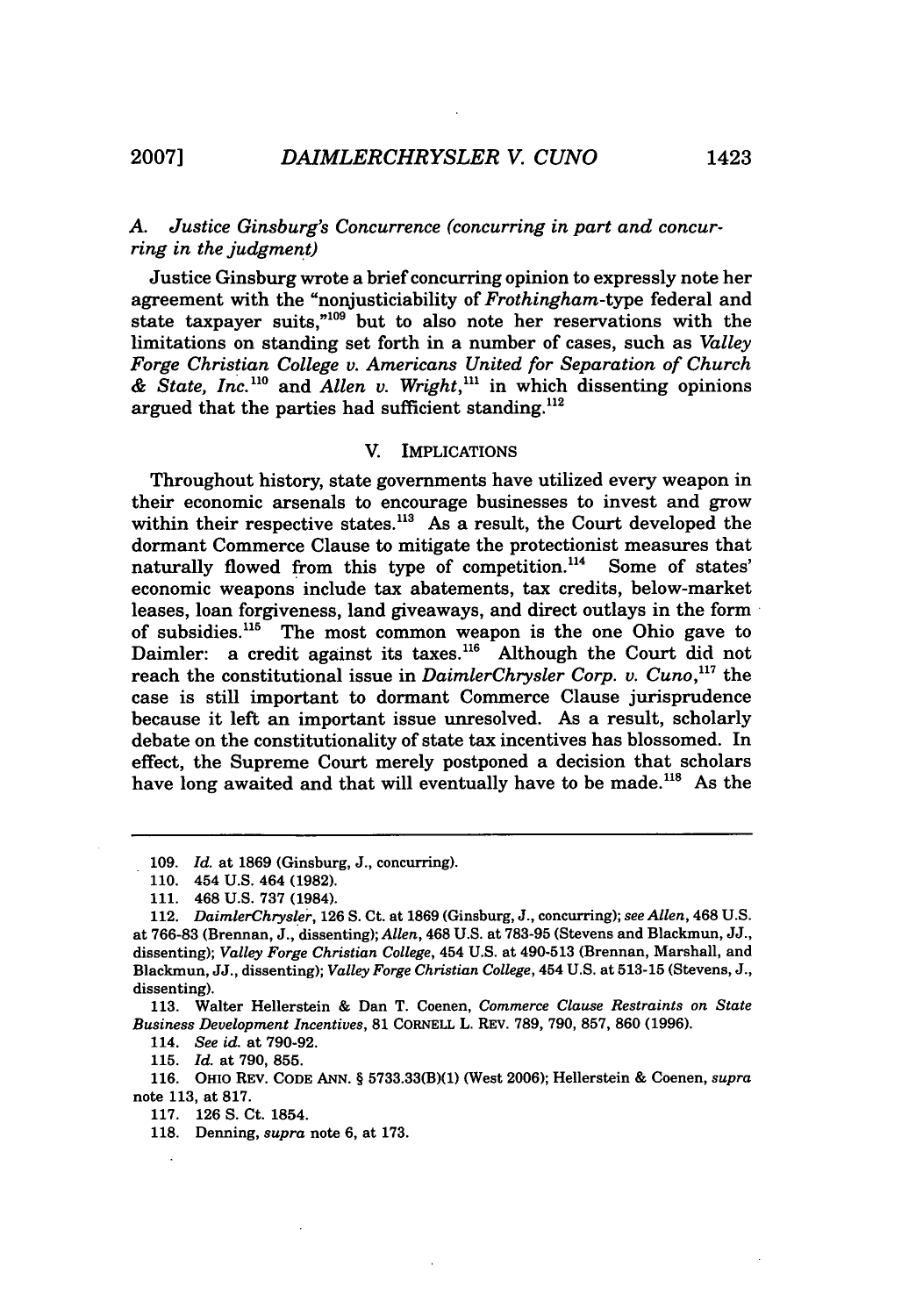### A. *Justice Ginsburg's Concurrence (concurring in part and concurring in the judgment)*

Justice Ginsburg wrote a brief concurring opinion to expressly note her agreement with the "nonjusticiability of *Frothingham*-type federal and state taxpayer suits,"[109] but to also note her reservations with the limitations on standing set forth in a number of cases, such as *Valley Forge Christian College v. Americans United for Separation of Church & State, Inc.*[110] and *Allen v. Wright*,[111] in which dissenting opinions argued that the parties had sufficient standing.[112]

## V. IMPLICATIONS

Throughout history, state governments have utilized every weapon in their economic arsenals to encourage businesses to invest and grow within their respective states.[113] As a result, the Court developed the dormant Commerce Clause to mitigate the protectionist measures that naturally flowed from this type of competition.[114] Some of states' economic weapons include tax abatements, tax credits, below-market leases, loan forgiveness, land giveaways, and direct outlays in the form of subsidies.[115] The most common weapon is the one Ohio gave to Daimler: a credit against its taxes.[116] Although the Court did not reach the constitutional issue in *DaimlerChrysler Corp. v. Cuno*,[117] the case is still important to dormant Commerce Clause jurisprudence because it left an important issue unresolved. As a result, scholarly debate on the constitutionality of state tax incentives has blossomed. In effect, the Supreme Court merely postponed a decision that scholars have long awaited and that will eventually have to be made.[118] As the

---

109. *Id.* at 1869 (Ginsburg, J., concurring).

110. 454 U.S. 464 (1982).

111. 468 U.S. 737 (1984).

112. *DaimlerChrysler*, 126 S. Ct. at 1869 (Ginsburg, J., concurring); *see Allen*, 468 U.S. at 766-83 (Brennan, J., dissenting); *Allen*, 468 U.S. at 783-95 (Stevens and Blackmun, JJ., dissenting); *Valley Forge Christian College*, 454 U.S. at 490-513 (Brennan, Marshall, and Blackmun, JJ., dissenting); *Valley Forge Christian College*, 454 U.S. at 513-15 (Stevens, J., dissenting).

113. Walter Hellerstein & Dan T. Coenen, *Commerce Clause Restraints on State Business Development Incentives*, 81 CORNELL L. REV. 789, 790, 857, 860 (1996).

114. *See id.* at 790-92.

115. *Id.* at 790, 855.

116. OHIO REV. CODE ANN. § 5733.33(B)(1) (West 2006); Hellerstein & Coenen, *supra* note 113, at 817.

117. 126 S. Ct. 1854.

118. Denning, *supra* note 6, at 173.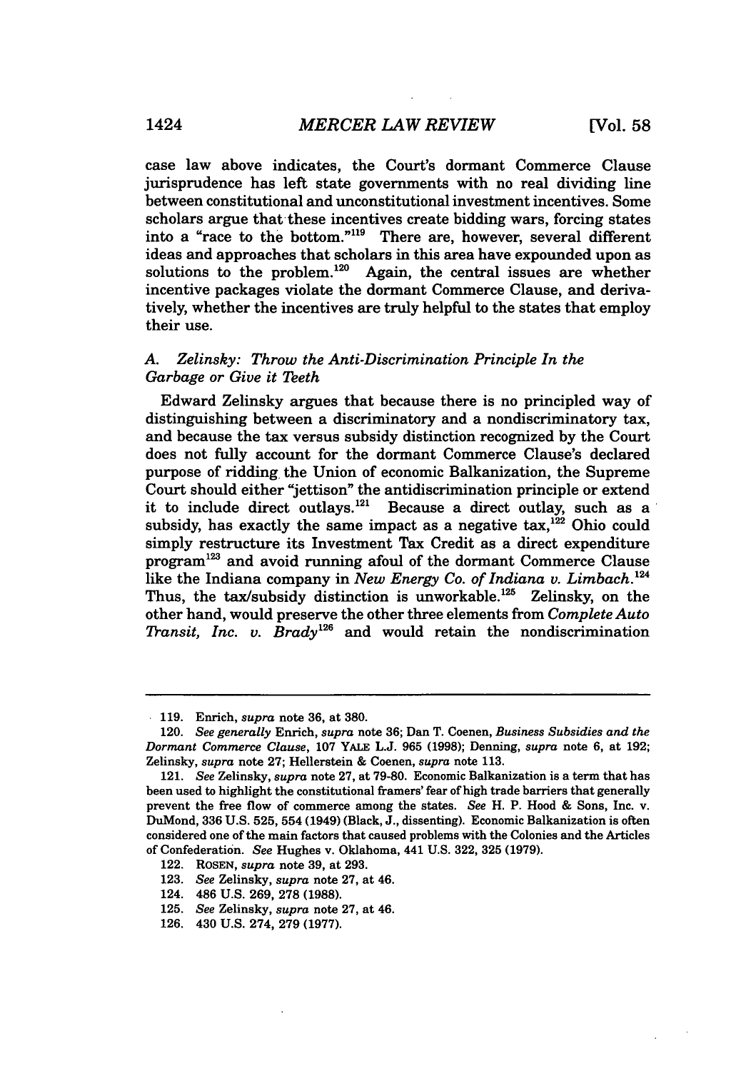case law above indicates, the Court's dormant Commerce Clause jurisprudence has left state governments with no real dividing line between constitutional and unconstitutional investment incentives. Some scholars argue that these incentives create bidding wars, forcing states into a "race to the bottom."[119] There are, however, several different ideas and approaches that scholars in this area have expounded upon as solutions to the problem.[120] Again, the central issues are whether incentive packages violate the dormant Commerce Clause, and derivatively, whether the incentives are truly helpful to the states that employ their use.

### A. *Zelinsky: Throw the Anti-Discrimination Principle In the Garbage or Give it Teeth*

Edward Zelinsky argues that because there is no principled way of distinguishing between a discriminatory and a nondiscriminatory tax, and because the tax versus subsidy distinction recognized by the Court does not fully account for the dormant Commerce Clause's declared purpose of ridding the Union of economic Balkanization, the Supreme Court should either "jettison" the antidiscrimination principle or extend it to include direct outlays.[121] Because a direct outlay, such as a subsidy, has exactly the same impact as a negative tax,[122] Ohio could simply restructure its Investment Tax Credit as a direct expenditure program[123] and avoid running afoul of the dormant Commerce Clause like the Indiana company in *New Energy Co. of Indiana v. Limbach*.[124] Thus, the tax/subsidy distinction is unworkable.[125] Zelinsky, on the other hand, would preserve the other three elements from *Complete Auto Transit, Inc. v. Brady*[126] and would retain the nondiscrimination

---

119. Enrich, *supra* note 36, at 380.

120. *See generally* Enrich, *supra* note 36; Dan T. Coenen, *Business Subsidies and the Dormant Commerce Clause*, 107 YALE L.J. 965 (1998); Denning, *supra* note 6, at 192; Zelinsky, *supra* note 27; Hellerstein & Coenen, *supra* note 113.

121. *See* Zelinsky, *supra* note 27, at 79-80. Economic Balkanization is a term that has been used to highlight the constitutional framers' fear of high trade barriers that generally prevent the free flow of commerce among the states. *See* H. P. Hood & Sons, Inc. v. DuMond, 336 U.S. 525, 554 (1949) (Black, J., dissenting). Economic Balkanization is often considered one of the main factors that caused problems with the Colonies and the Articles of Confederation. *See* Hughes v. Oklahoma, 441 U.S. 322, 325 (1979).

122. ROSEN, *supra* note 39, at 293.

123. *See* Zelinsky, *supra* note 27, at 46.

124. 486 U.S. 269, 278 (1988).

125. *See* Zelinsky, *supra* note 27, at 46.

126. 430 U.S. 274, 279 (1977).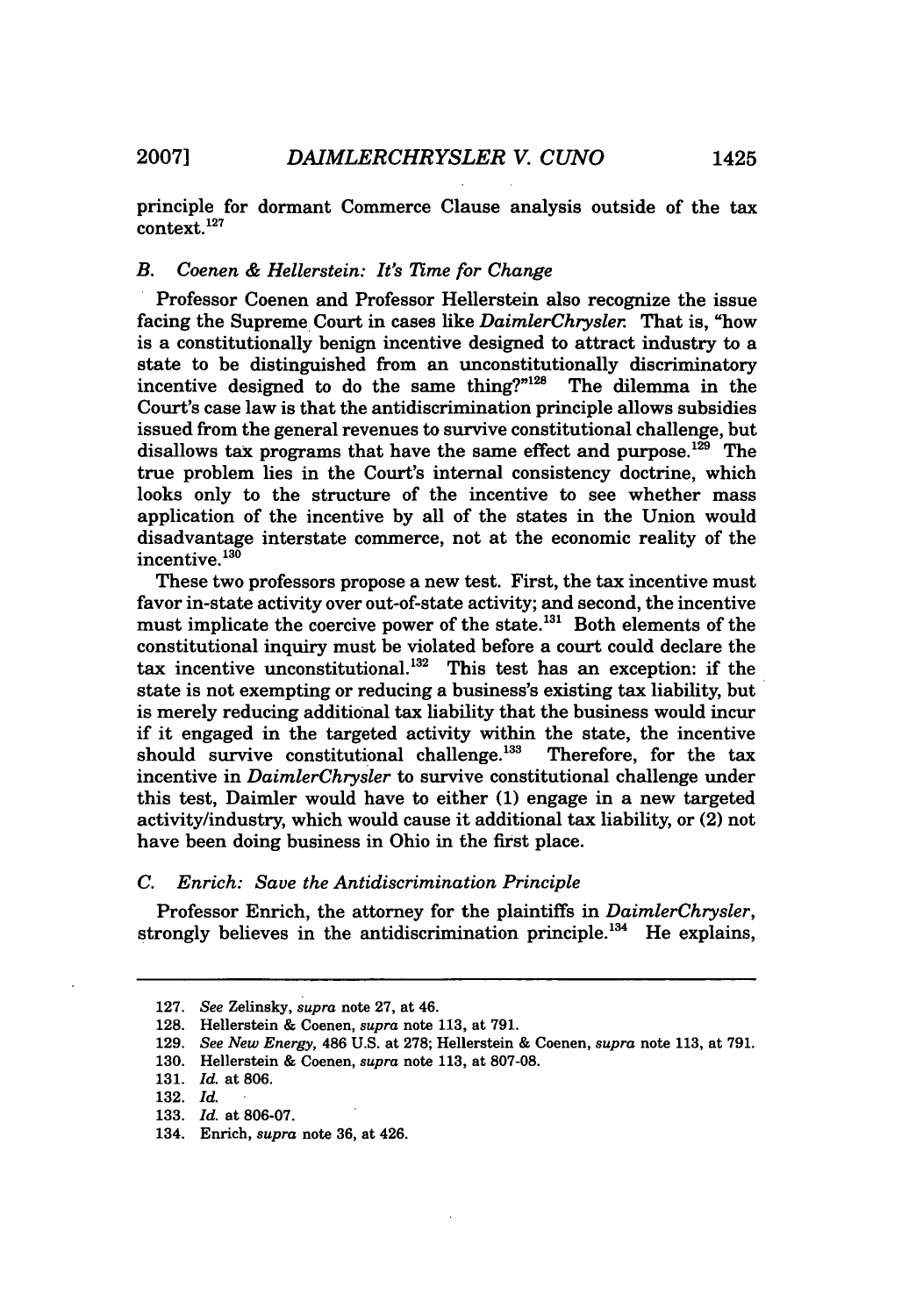principle for dormant Commerce Clause analysis outside of the tax context.[127]

### B. *Coenen & Hellerstein: It's Time for Change*

Professor Coenen and Professor Hellerstein also recognize the issue facing the Supreme Court in cases like *DaimlerChrysler*. That is, "how is a constitutionally benign incentive designed to attract industry to a state to be distinguished from an unconstitutionally discriminatory incentive designed to do the same thing?"[128] The dilemma in the Court's case law is that the antidiscrimination principle allows subsidies issued from the general revenues to survive constitutional challenge, but disallows tax programs that have the same effect and purpose.[129] The true problem lies in the Court's internal consistency doctrine, which looks only to the structure of the incentive to see whether mass application of the incentive by all of the states in the Union would disadvantage interstate commerce, not at the economic reality of the incentive.[130]

These two professors propose a new test. First, the tax incentive must favor in-state activity over out-of-state activity; and second, the incentive must implicate the coercive power of the state.[131] Both elements of the constitutional inquiry must be violated before a court could declare the tax incentive unconstitutional.[132] This test has an exception: if the state is not exempting or reducing a business's existing tax liability, but is merely reducing additional tax liability that the business would incur if it engaged in the targeted activity within the state, the incentive should survive constitutional challenge.[133] Therefore, for the tax incentive in *DaimlerChrysler* to survive constitutional challenge under this test, Daimler would have to either (1) engage in a new targeted activity/industry, which would cause it additional tax liability, or (2) not have been doing business in Ohio in the first place.

### C. *Enrich: Save the Antidiscrimination Principle*

Professor Enrich, the attorney for the plaintiffs in *DaimlerChrysler*, strongly believes in the antidiscrimination principle.[134] He explains,

---

127. *See* Zelinsky, *supra* note 27, at 46.

128. Hellerstein & Coenen, *supra* note 113, at 791.

129. *See New Energy*, 486 U.S. at 278; Hellerstein & Coenen, *supra* note 113, at 791.

130. Hellerstein & Coenen, *supra* note 113, at 807-08.

131. *Id.* at 806.

132. *Id.*

133. *Id.* at 806-07.

134. Enrich, *supra* note 36, at 426.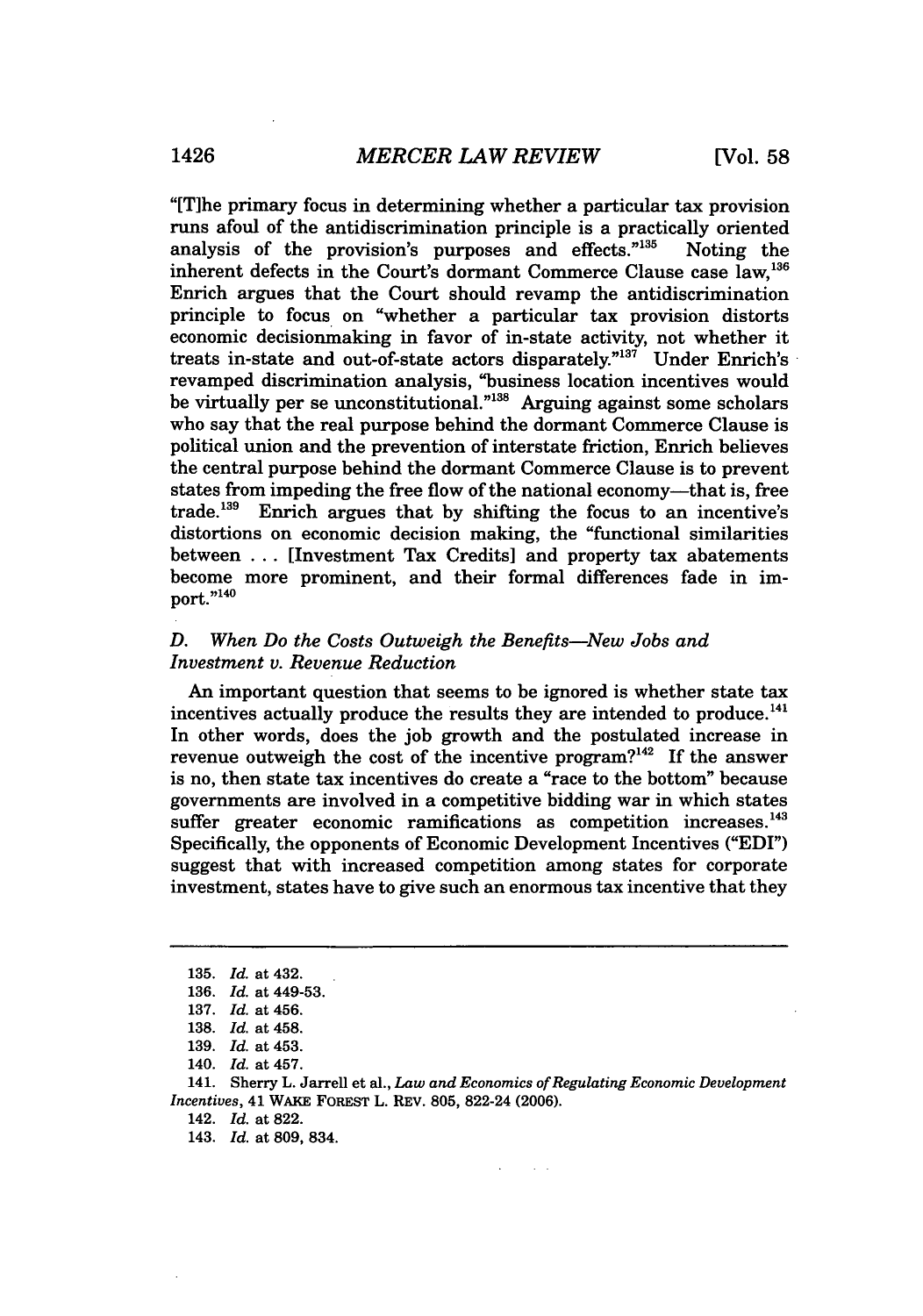"[T]he primary focus in determining whether a particular tax provision runs afoul of the antidiscrimination principle is a practically oriented analysis of the provision's purposes and effects."[135] Noting the inherent defects in the Court's dormant Commerce Clause case law,[136] Enrich argues that the Court should revamp the antidiscrimination principle to focus on "whether a particular tax provision distorts economic decisionmaking in favor of in-state activity, not whether it treats in-state and out-of-state actors disparately."[137] Under Enrich's revamped discrimination analysis, "business location incentives would be virtually per se unconstitutional."[138] Arguing against some scholars who say that the real purpose behind the dormant Commerce Clause is political union and the prevention of interstate friction, Enrich believes the central purpose behind the dormant Commerce Clause is to prevent states from impeding the free flow of the national economy—that is, free trade.[139] Enrich argues that by shifting the focus to an incentive's distortions on economic decision making, the "functional similarities between . . . [Investment Tax Credits] and property tax abatements become more prominent, and their formal differences fade in import."[140]

### D. *When Do the Costs Outweigh the Benefits—New Jobs and Investment v. Revenue Reduction*

An important question that seems to be ignored is whether state tax incentives actually produce the results they are intended to produce.[141] In other words, does the job growth and the postulated increase in revenue outweigh the cost of the incentive program?[142] If the answer is no, then state tax incentives do create a "race to the bottom" because governments are involved in a competitive bidding war in which states suffer greater economic ramifications as competition increases.[143] Specifically, the opponents of Economic Development Incentives ("EDI") suggest that with increased competition among states for corporate investment, states have to give such an enormous tax incentive that they

---

135. *Id.* at 432.
136. *Id.* at 449-53.
137. *Id.* at 456.
138. *Id.* at 458.
139. *Id.* at 453.
140. *Id.* at 457.
141. Sherry L. Jarrell et al., *Law and Economics of Regulating Economic Development Incentives*, 41 WAKE FOREST L. REV. 805, 822-24 (2006).
142. *Id.* at 822.
143. *Id.* at 809, 834.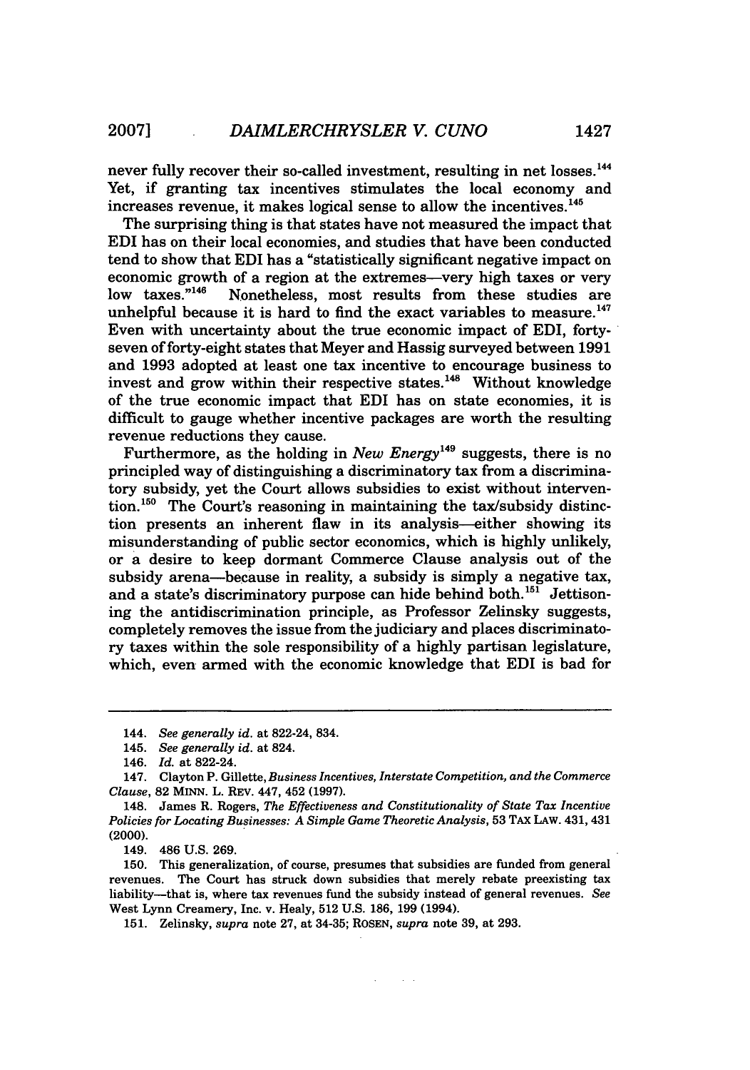never fully recover their so-called investment, resulting in net losses.[144] Yet, if granting tax incentives stimulates the local economy and increases revenue, it makes logical sense to allow the incentives.[145]

The surprising thing is that states have not measured the impact that EDI has on their local economies, and studies that have been conducted tend to show that EDI has a "statistically significant negative impact on economic growth of a region at the extremes—very high taxes or very low taxes."[146] Nonetheless, most results from these studies are unhelpful because it is hard to find the exact variables to measure.[147] Even with uncertainty about the true economic impact of EDI, forty-seven of forty-eight states that Meyer and Hassig surveyed between 1991 and 1993 adopted at least one tax incentive to encourage business to invest and grow within their respective states.[148] Without knowledge of the true economic impact that EDI has on state economies, it is difficult to gauge whether incentive packages are worth the resulting revenue reductions they cause.

Furthermore, as the holding in *New Energy*[149] suggests, there is no principled way of distinguishing a discriminatory tax from a discriminatory subsidy, yet the Court allows subsidies to exist without intervention.[150] The Court's reasoning in maintaining the tax/subsidy distinction presents an inherent flaw in its analysis—either showing its misunderstanding of public sector economics, which is highly unlikely, or a desire to keep dormant Commerce Clause analysis out of the subsidy arena—because in reality, a subsidy is simply a negative tax, and a state's discriminatory purpose can hide behind both.[151] Jettisoning the antidiscrimination principle, as Professor Zelinsky suggests, completely removes the issue from the judiciary and places discriminatory taxes within the sole responsibility of a highly partisan legislature, which, even armed with the economic knowledge that EDI is bad for

---

144. *See generally id.* at 822-24, 834.

145. *See generally id.* at 824.

146. *Id.* at 822-24.

147. Clayton P. Gillette, *Business Incentives, Interstate Competition, and the Commerce Clause*, 82 MINN. L. REV. 447, 452 (1997).

148. James R. Rogers, *The Effectiveness and Constitutionality of State Tax Incentive Policies for Locating Businesses: A Simple Game Theoretic Analysis*, 53 TAX LAW. 431, 431 (2000).

149. 486 U.S. 269.

150. This generalization, of course, presumes that subsidies are funded from general revenues. The Court has struck down subsidies that merely rebate preexisting tax liability—that is, where tax revenues fund the subsidy instead of general revenues. *See* West Lynn Creamery, Inc. v. Healy, 512 U.S. 186, 199 (1994).

151. Zelinsky, *supra* note 27, at 34-35; ROSEN, *supra* note 39, at 293.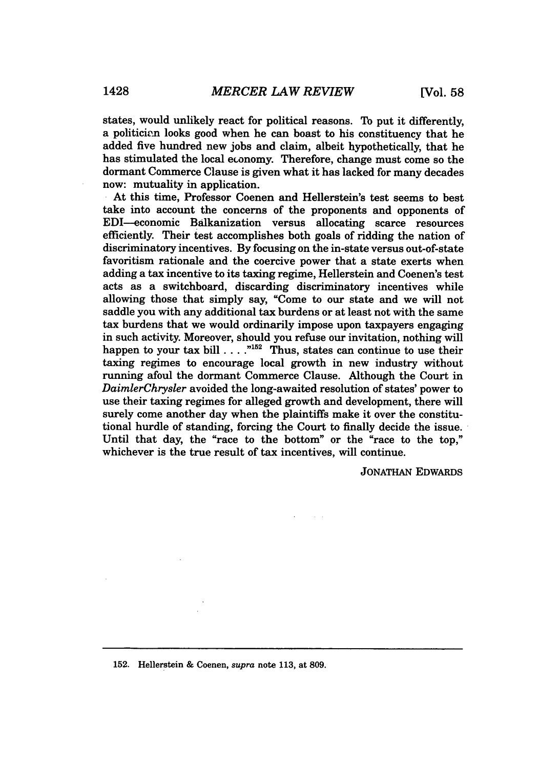states, would unlikely react for political reasons. To put it differently, a politician looks good when he can boast to his constituency that he added five hundred new jobs and claim, albeit hypothetically, that he has stimulated the local economy. Therefore, change must come so the dormant Commerce Clause is given what it has lacked for many decades now: mutuality in application.

At this time, Professor Coenen and Hellerstein's test seems to best take into account the concerns of the proponents and opponents of EDI—economic Balkanization versus allocating scarce resources efficiently. Their test accomplishes both goals of ridding the nation of discriminatory incentives. By focusing on the in-state versus out-of-state favoritism rationale and the coercive power that a state exerts when adding a tax incentive to its taxing regime, Hellerstein and Coenen's test acts as a switchboard, discarding discriminatory incentives while allowing those that simply say, "Come to our state and we will not saddle you with any additional tax burdens or at least not with the same tax burdens that we would ordinarily impose upon taxpayers engaging in such activity. Moreover, should you refuse our invitation, nothing will happen to your tax bill . . . ."[152] Thus, states can continue to use their taxing regimes to encourage local growth in new industry without running afoul the dormant Commerce Clause. Although the Court in *DaimlerChrysler* avoided the long-awaited resolution of states' power to use their taxing regimes for alleged growth and development, there will surely come another day when the plaintiffs make it over the constitutional hurdle of standing, forcing the Court to finally decide the issue. Until that day, the "race to the bottom" or the "race to the top," whichever is the true result of tax incentives, will continue.

JONATHAN EDWARDS

---

152. Hellerstein & Coenen, *supra* note 113, at 809.